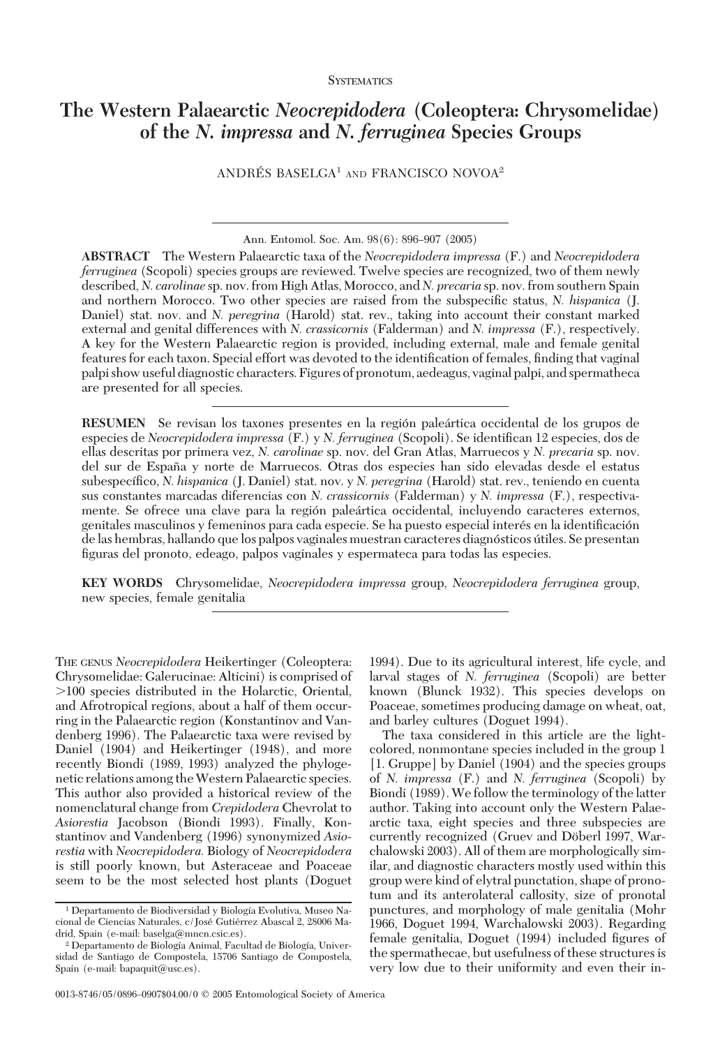SYSTEMATICS

# The Western Palaearctic *Neocrepidodera* (Coleoptera: Chrysomelidae) of the *N. impressa* and *N. ferruginea* Species Groups

ANDRÉS BASELGA[1] AND FRANCISCO NOVOA[2]

Ann. Entomol. Soc. Am. 98(6): 896–907 (2005)

**ABSTRACT** The Western Palaearctic taxa of the *Neocrepidodera impressa* (F.) and *Neocrepidodera ferruginea* (Scopoli) species groups are reviewed. Twelve species are recognized, two of them newly described, *N. carolinae* sp. nov. from High Atlas, Morocco, and *N. precaria* sp. nov. from southern Spain and northern Morocco. Two other species are raised from the subspecific status, *N. hispanica* (J. Daniel) stat. nov. and *N. peregrina* (Harold) stat. rev., taking into account their constant marked external and genital differences with *N. crassicornis* (Falderman) and *N. impressa* (F.), respectively. A key for the Western Palaearctic region is provided, including external, male and female genital features for each taxon. Special effort was devoted to the identification of females, finding that vaginal palpi show useful diagnostic characters. Figures of pronotum, aedeagus, vaginal palpi, and spermatheca are presented for all species.

**RESUMEN** Se revisan los taxones presentes en la región paleártica occidental de los grupos de especies de *Neocrepidodera impressa* (F.) y *N. ferruginea* (Scopoli). Se identifican 12 especies, dos de ellas descritas por primera vez, *N. carolinae* sp. nov. del Gran Atlas, Marruecos y *N. precaria* sp. nov. del sur de España y norte de Marruecos. Otras dos especies han sido elevadas desde el estatus subespecífico, *N. hispanica* (J. Daniel) stat. nov. y *N. peregrina* (Harold) stat. rev., teniendo en cuenta sus constantes marcadas diferencias con *N. crassicornis* (Falderman) y *N. impressa* (F.), respectivamente. Se ofrece una clave para la región paleártica occidental, incluyendo caracteres externos, genitales masculinos y femeninos para cada especie. Se ha puesto especial interés en la identificación de las hembras, hallando que los palpos vaginales muestran caracteres diagnósticos útiles. Se presentan figuras del pronoto, edeago, palpos vaginales y espermateca para todas las especies.

**KEY WORDS** Chrysomelidae, *Neocrepidodera impressa* group, *Neocrepidodera ferruginea* group, new species, female genitalia

THE GENUS *Neocrepidodera* Heikertinger (Coleoptera: Chrysomelidae: Galerucinae: Alticini) is comprised of >100 species distributed in the Holarctic, Oriental, and Afrotropical regions, about a half of them occurring in the Palaearctic region (Konstantinov and Vandenberg 1996). The Palaearctic taxa were revised by Daniel (1904) and Heikertinger (1948), and more recently Biondi (1989, 1993) analyzed the phylogenetic relations among the Western Palaearctic species. This author also provided a historical review of the nomenclatural change from *Crepidodera* Chevrolat to *Asiorestia* Jacobson (Biondi 1993). Finally, Konstantinov and Vandenberg (1996) synonymized *Asiorestia* with *Neocrepidodera*. Biology of *Neocrepidodera* is still poorly known, but Asteraceae and Poaceae seem to be the most selected host plants (Doguet 1994). Due to its agricultural interest, life cycle, and larval stages of *N. ferruginea* (Scopoli) are better known (Blunck 1932). This species develops on Poaceae, sometimes producing damage on wheat, oat, and barley cultures (Doguet 1994).

The taxa considered in this article are the light-colored, nonmontane species included in the group 1 [1. Gruppe] by Daniel (1904) and the species groups of *N. impressa* (F.) and *N. ferruginea* (Scopoli) by Biondi (1989). We follow the terminology of the latter author. Taking into account only the Western Palaearctic taxa, eight species and three subspecies are currently recognized (Gruev and Döberl 1997, Warchalowski 2003). All of them are morphologically similar, and diagnostic characters mostly used within this group were kind of elytral punctation, shape of pronotum and its anterolateral callosity, size of pronotal punctures, and morphology of male genitalia (Mohr 1966, Doguet 1994, Warchalowski 2003). Regarding female genitalia, Doguet (1994) included figures of the spermathecae, but usefulness of these structures is very low due to their uniformity and even their in-

[1] Departamento de Biodiversidad y Biología Evolutiva, Museo Nacional de Ciencias Naturales, c/José Gutiérrez Abascal 2, 28006 Madrid, Spain (e-mail: baselga@mncn.csic.es).

[2] Departamento de Biología Animal, Facultad de Biología, Universidad de Santiago de Compostela, 15706 Santiago de Compostela, Spain (e-mail: bapaquit@usc.es).

0013-8746/05/0896–0907$04.00/0 © 2005 Entomological Society of America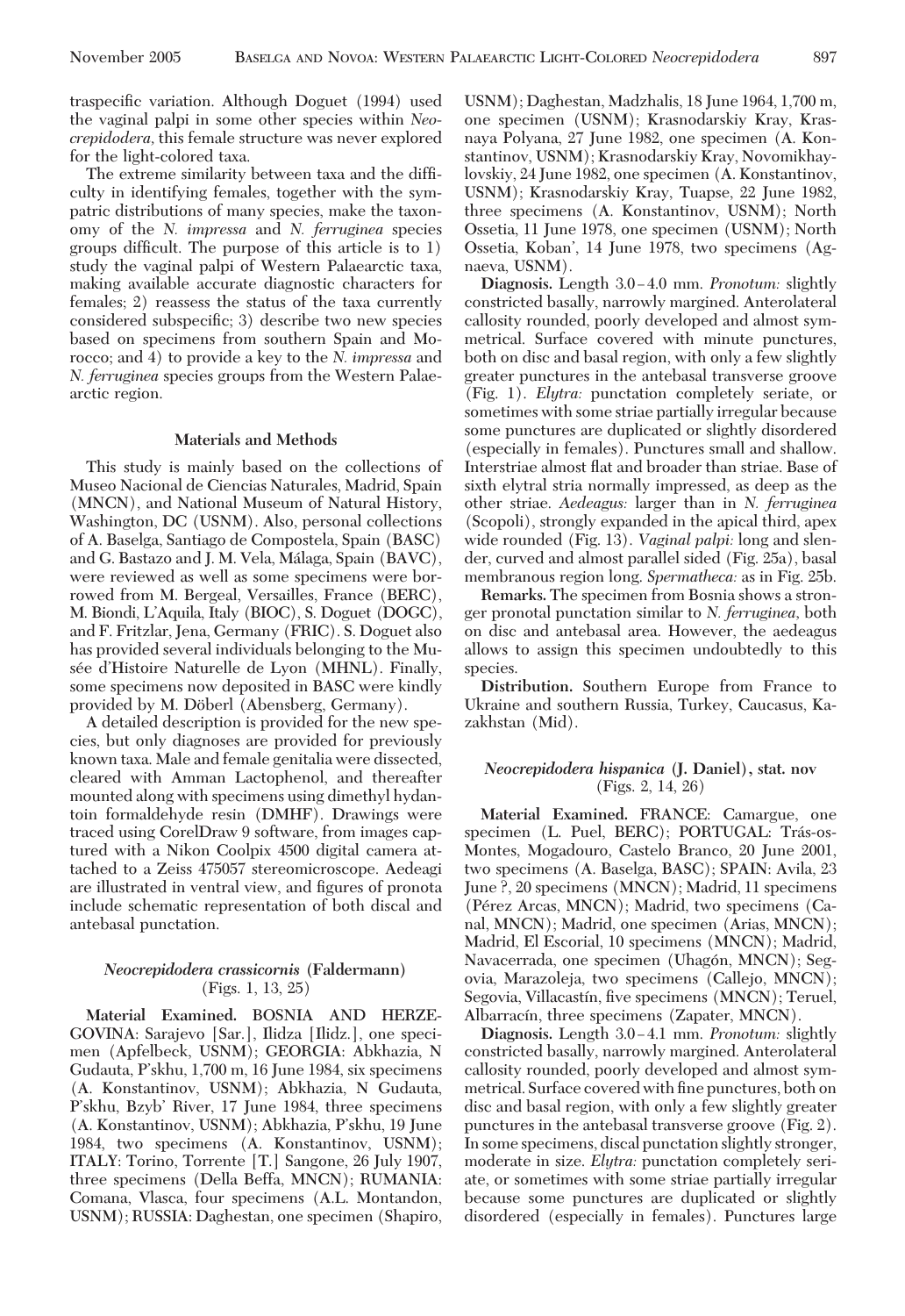traspecific variation. Although Doguet (1994) used the vaginal palpi in some other species within *Neocrepidodera*, this female structure was never explored for the light-colored taxa.

The extreme similarity between taxa and the difficulty in identifying females, together with the sympatric distributions of many species, make the taxonomy of the *N. impressa* and *N. ferruginea* species groups difficult. The purpose of this article is to 1) study the vaginal palpi of Western Palaearctic taxa, making available accurate diagnostic characters for females; 2) reassess the status of the taxa currently considered subspecific; 3) describe two new species based on specimens from southern Spain and Morocco; and 4) to provide a key to the *N. impressa* and *N. ferruginea* species groups from the Western Palaearctic region.

## Materials and Methods

This study is mainly based on the collections of Museo Nacional de Ciencias Naturales, Madrid, Spain (MNCN), and National Museum of Natural History, Washington, DC (USNM). Also, personal collections of A. Baselga, Santiago de Compostela, Spain (BASC) and G. Bastazo and J. M. Vela, Málaga, Spain (BAVC), were reviewed as well as some specimens were borrowed from M. Bergeal, Versailles, France (BERC), M. Biondi, L'Aquila, Italy (BIOC), S. Doguet (DOGC), and F. Fritzlar, Jena, Germany (FRIC). S. Doguet also has provided several individuals belonging to the Musée d'Histoire Naturelle de Lyon (MHNL). Finally, some specimens now deposited in BASC were kindly provided by M. Döberl (Abensberg, Germany).

A detailed description is provided for the new species, but only diagnoses are provided for previously known taxa. Male and female genitalia were dissected, cleared with Amman Lactophenol, and thereafter mounted along with specimens using dimethyl hydantoin formaldehyde resin (DMHF). Drawings were traced using CorelDraw 9 software, from images captured with a Nikon Coolpix 4500 digital camera attached to a Zeiss 475057 stereomicroscope. Aedeagi are illustrated in ventral view, and figures of pronota include schematic representation of both discal and antebasal punctation.

### *Neocrepidodera crassicornis* (Faldermann) (Figs. 1, 13, 25)

**Material Examined.** BOSNIA AND HERZEGOVINA: Sarajevo [Sar.], Ilidza [Ilidz.], one specimen (Apfelbeck, USNM); GEORGIA: Abkhazia, N Gudauta, P'skhu, 1,700 m, 16 June 1984, six specimens (A. Konstantinov, USNM); Abkhazia, N Gudauta, P'skhu, Bzyb' River, 17 June 1984, three specimens (A. Konstantinov, USNM); Abkhazia, P'skhu, 19 June 1984, two specimens (A. Konstantinov, USNM); ITALY: Torino, Torrente [T.] Sangone, 26 July 1907, three specimens (Della Beffa, MNCN); RUMANIA: Comana, Vlasca, four specimens (A.L. Montandon, USNM); RUSSIA: Daghestan, one specimen (Shapiro, USNM); Daghestan, Madzhalis, 18 June 1964, 1,700 m, one specimen (USNM); Krasnodarskiy Kray, Krasnaya Polyana, 27 June 1982, one specimen (A. Konstantinov, USNM); Krasnodarskiy Kray, Novomikhaylovskiy, 24 June 1982, one specimen (A. Konstantinov, USNM); Krasnodarskiy Kray, Tuapse, 22 June 1982, three specimens (A. Konstantinov, USNM); North Ossetia, 11 June 1978, one specimen (USNM); North Ossetia, Koban', 14 June 1978, two specimens (Agnaeva, USNM).

**Diagnosis.** Length 3.0–4.0 mm. *Pronotum:* slightly constricted basally, narrowly margined. Anterolateral callosity rounded, poorly developed and almost symmetrical. Surface covered with minute punctures, both on disc and basal region, with only a few slightly greater punctures in the antebasal transverse groove (Fig. 1). *Elytra:* punctation completely seriate, or sometimes with some striae partially irregular because some punctures are duplicated or slightly disordered (especially in females). Punctures small and shallow. Interstriae almost flat and broader than striae. Base of sixth elytral stria normally impressed, as deep as the other striae. *Aedeagus:* larger than in *N. ferruginea* (Scopoli), strongly expanded in the apical third, apex wide rounded (Fig. 13). *Vaginal palpi:* long and slender, curved and almost parallel sided (Fig. 25a), basal membranous region long. *Spermatheca:* as in Fig. 25b.

**Remarks.** The specimen from Bosnia shows a stronger pronotal punctation similar to *N. ferruginea*, both on disc and antebasal area. However, the aedeagus allows to assign this specimen undoubtedly to this species.

**Distribution.** Southern Europe from France to Ukraine and southern Russia, Turkey, Caucasus, Kazakhstan (Mid).

### *Neocrepidodera hispanica* (J. Daniel), stat. nov (Figs. 2, 14, 26)

**Material Examined.** FRANCE: Camargue, one specimen (L. Puel, BERC); PORTUGAL: Trás-os-Montes, Mogadouro, Castelo Branco, 20 June 2001, two specimens (A. Baselga, BASC); SPAIN: Avila, 23 June ?, 20 specimens (MNCN); Madrid, 11 specimens (Pérez Arcas, MNCN); Madrid, two specimens (Canal, MNCN); Madrid, one specimen (Arias, MNCN); Madrid, El Escorial, 10 specimens (MNCN); Madrid, Navacerrada, one specimen (Uhagón, MNCN); Segovia, Marazoleja, two specimens (Callejo, MNCN); Segovia, Villacastín, five specimens (MNCN); Teruel, Albarracín, three specimens (Zapater, MNCN).

**Diagnosis.** Length 3.0–4.1 mm. *Pronotum:* slightly constricted basally, narrowly margined. Anterolateral callosity rounded, poorly developed and almost symmetrical. Surface covered with fine punctures, both on disc and basal region, with only a few slightly greater punctures in the antebasal transverse groove (Fig. 2). In some specimens, discal punctation slightly stronger, moderate in size. *Elytra:* punctation completely seriate, or sometimes with some striae partially irregular because some punctures are duplicated or slightly disordered (especially in females). Punctures large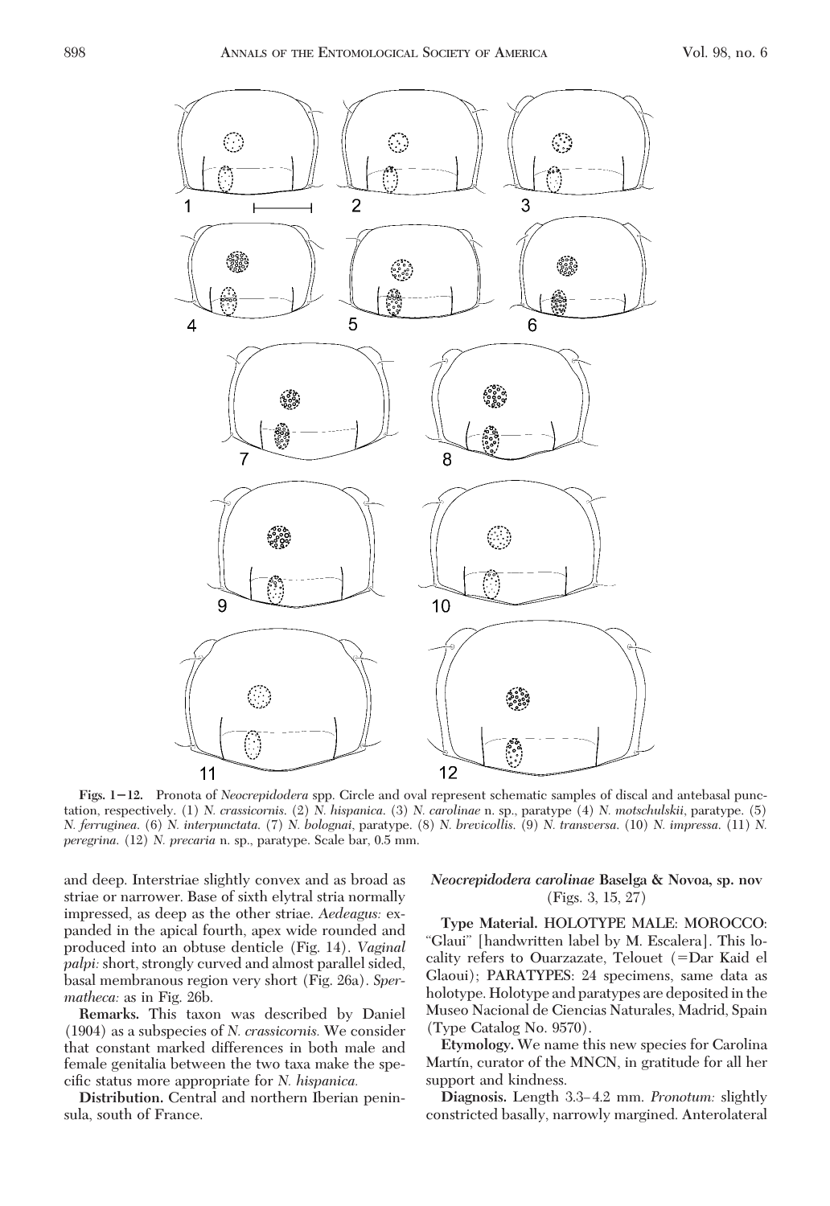**Figs. 1–12.** Pronota of *Neocrepidodera* spp. Circle and oval represent schematic samples of discal and antebasal punctation, respectively. (1) *N. crassicornis.* (2) *N. hispanica.* (3) *N. carolinae* n. sp., paratype (4) *N. motschulskii*, paratype. (5) *N. ferruginea.* (6) *N. interpunctata.* (7) *N. bolognai*, paratype. (8) *N. brevicollis.* (9) *N. transversa.* (10) *N. impressa.* (11) *N. peregrina.* (12) *N. precaria* n. sp., paratype. Scale bar, 0.5 mm.

and deep. Interstriae slightly convex and as broad as striae or narrower. Base of sixth elytral stria normally impressed, as deep as the other striae. *Aedeagus:* expanded in the apical fourth, apex wide rounded and produced into an obtuse denticle (Fig. 14). *Vaginal palpi:* short, strongly curved and almost parallel sided, basal membranous region very short (Fig. 26a). *Spermatheca:* as in Fig. 26b.

**Remarks.** This taxon was described by Daniel (1904) as a subspecies of *N. crassicornis.* We consider that constant marked differences in both male and female genitalia between the two taxa make the specific status more appropriate for *N. hispanica.*

**Distribution.** Central and northern Iberian peninsula, south of France.

### *Neocrepidodera carolinae* Baselga & Novoa, sp. nov (Figs. 3, 15, 27)

**Type Material.** HOLOTYPE MALE: MOROCCO: "Glaui" [handwritten label by M. Escalera]. This locality refers to Ouarzazate, Telouet (=Dar Kaid el Glaoui); PARATYPES: 24 specimens, same data as holotype. Holotype and paratypes are deposited in the Museo Nacional de Ciencias Naturales, Madrid, Spain (Type Catalog No. 9570).

**Etymology.** We name this new species for Carolina Martín, curator of the MNCN, in gratitude for all her support and kindness.

**Diagnosis.** Length 3.3–4.2 mm. *Pronotum:* slightly constricted basally, narrowly margined. Anterolateral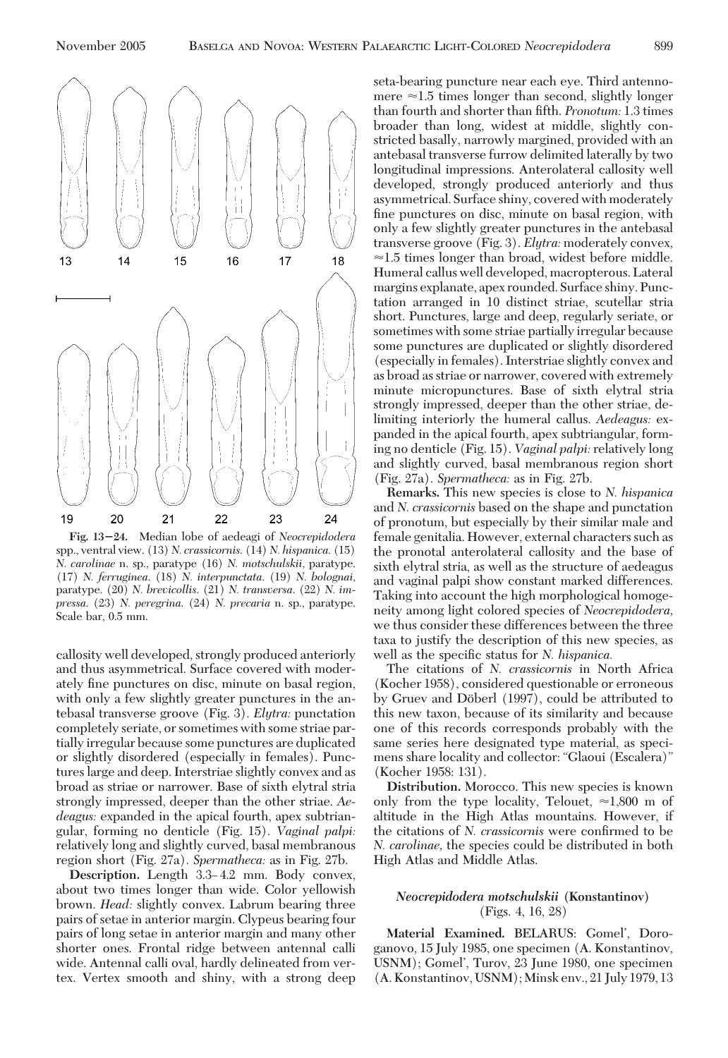Fig. 13–24. Median lobe of aedeagi of *Neocrepidodera* spp., ventral view. (13) *N. crassicornis*. (14) *N. hispanica*. (15) *N. carolinae* n. sp., paratype (16) *N. motschulskii*, paratype. (17) *N. ferruginea*. (18) *N. interpunctata*. (19) *N. bolognai*, paratype. (20) *N. brevicollis*. (21) *N. transversa*. (22) *N. impressa*. (23) *N. peregrina*. (24) *N. precaria* n. sp., paratype. Scale bar, 0.5 mm.

callosity well developed, strongly produced anteriorly and thus asymmetrical. Surface covered with moderately fine punctures on disc, minute on basal region, with only a few slightly greater punctures in the antebasal transverse groove (Fig. 3). *Elytra:* punctation completely seriate, or sometimes with some striae partially irregular because some punctures are duplicated or slightly disordered (especially in females). Punctures large and deep. Interstriae slightly convex and as broad as striae or narrower. Base of sixth elytral stria strongly impressed, deeper than the other striae. *Aedeagus:* expanded in the apical fourth, apex subtriangular, forming no denticle (Fig. 15). *Vaginal palpi:* relatively long and slightly curved, basal membranous region short (Fig. 27a). *Spermatheca:* as in Fig. 27b.

**Description.** Length 3.3–4.2 mm. Body convex, about two times longer than wide. Color yellowish brown. *Head:* slightly convex. Labrum bearing three pairs of setae in anterior margin. Clypeus bearing four pairs of long setae in anterior margin and many other shorter ones. Frontal ridge between antennal calli wide. Antennal calli oval, hardly delineated from vertex. Vertex smooth and shiny, with a strong deep seta-bearing puncture near each eye. Third antennomere ≈1.5 times longer than second, slightly longer than fourth and shorter than fifth. *Pronotum:* 1.3 times broader than long, widest at middle, slightly constricted basally, narrowly margined, provided with an antebasal transverse furrow delimited laterally by two longitudinal impressions. Anterolateral callosity well developed, strongly produced anteriorly and thus asymmetrical. Surface shiny, covered with moderately fine punctures on disc, minute on basal region, with only a few slightly greater punctures in the antebasal transverse groove (Fig. 3). *Elytra:* moderately convex, ≈1.5 times longer than broad, widest before middle. Humeral callus well developed, macropterous. Lateral margins explanate, apex rounded. Surface shiny. Punctation arranged in 10 distinct striae, scutellar stria short. Punctures, large and deep, regularly seriate, or sometimes with some striae partially irregular because some punctures are duplicated or slightly disordered (especially in females). Interstriae slightly convex and as broad as striae or narrower, covered with extremely minute micropunctures. Base of sixth elytral stria strongly impressed, deeper than the other striae, delimiting interiorly the humeral callus. *Aedeagus:* expanded in the apical fourth, apex subtriangular, forming no denticle (Fig. 15). *Vaginal palpi:* relatively long and slightly curved, basal membranous region short (Fig. 27a). *Spermatheca:* as in Fig. 27b.

**Remarks.** This new species is close to *N. hispanica* and *N. crassicornis* based on the shape and punctation of pronotum, but especially by their similar male and female genitalia. However, external characters such as the pronotal anterolateral callosity and the base of sixth elytral stria, as well as the structure of aedeagus and vaginal palpi show constant marked differences. Taking into account the high morphological homogeneity among light colored species of *Neocrepidodera*, we thus consider these differences between the three taxa to justify the description of this new species, as well as the specific status for *N. hispanica.*

The citations of *N. crassicornis* in North Africa (Kocher 1958), considered questionable or erroneous by Gruev and Döberl (1997), could be attributed to this new taxon, because of its similarity and because one of this records corresponds probably with the same series here designated type material, as specimens share locality and collector: "Glaoui (Escalera)" (Kocher 1958: 131).

**Distribution.** Morocco. This new species is known only from the type locality, Telouet, ≈1,800 m of altitude in the High Atlas mountains. However, if the citations of *N. crassicornis* were confirmed to be *N. carolinae,* the species could be distributed in both High Atlas and Middle Atlas.

### *Neocrepidodera motschulskii* (Konstantinov)
(Figs. 4, 16, 28)

**Material Examined.** BELARUS: Gomel', Doroganovo, 15 July 1985, one specimen (A. Konstantinov, USNM); Gomel', Turov, 23 June 1980, one specimen (A. Konstantinov, USNM); Minsk env., 21 July 1979, 13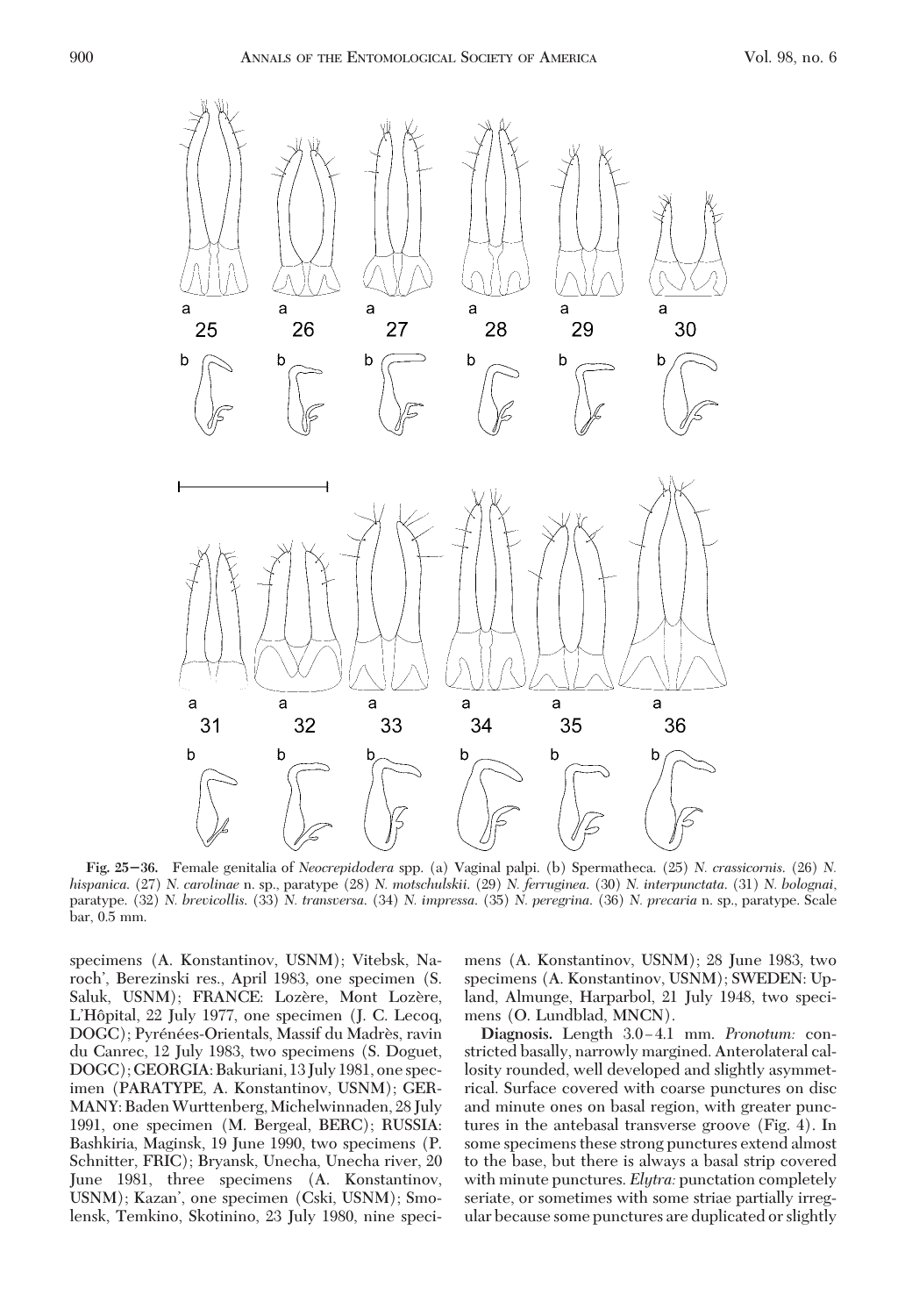**Fig. 25–36.** Female genitalia of *Neocrepidodera* spp. (a) Vaginal palpi. (b) Spermatheca. (25) *N. crassicornis*. (26) *N. hispanica*. (27) *N. carolinae* n. sp., paratype (28) *N. motschulskii*. (29) *N. ferruginea*. (30) *N. interpunctata*. (31) *N. bolognai*, paratype. (32) *N. brevicollis*. (33) *N. transversa*. (34) *N. impressa*. (35) *N. peregrina*. (36) *N. precaria* n. sp., paratype. Scale bar, 0.5 mm.

specimens (A. Konstantinov, USNM); Vitebsk, Naroch', Berezinski res., April 1983, one specimen (S. Saluk, USNM); **FRANCE**: Lozère, Mont Lozère, L'Hôpital, 22 July 1977, one specimen (J. C. Lecoq, DOGC); Pyrénées-Orientals, Massif du Madrès, ravin du Canrec, 12 July 1983, two specimens (S. Doguet, DOGC); **GEORGIA**: Bakuriani, 13 July 1981, one specimen (**PARATYPE**, A. Konstantinov, USNM); **GERMANY**: Baden Wurttenberg, Michelwinnaden, 28 July 1991, one specimen (M. Bergeal, BERC); **RUSSIA**: Bashkiria, Maginsk, 19 June 1990, two specimens (P. Schnitter, FRIC); Bryansk, Unecha, Unecha river, 20 June 1981, three specimens (A. Konstantinov, USNM); Kazan', one specimen (Cski, USNM); Smolensk, Temkino, Skotinino, 23 July 1980, nine specimens (A. Konstantinov, USNM); 28 June 1983, two specimens (A. Konstantinov, USNM); **SWEDEN**: Upland, Almunge, Harparbol, 21 July 1948, two specimens (O. Lundblad, MNCN).

**Diagnosis.** Length 3.0–4.1 mm. *Pronotum:* constricted basally, narrowly margined. Anterolateral callosity rounded, well developed and slightly asymmetrical. Surface covered with coarse punctures on disc and minute ones on basal region, with greater punctures in the antebasal transverse groove (Fig. 4). In some specimens these strong punctures extend almost to the base, but there is always a basal strip covered with minute punctures. *Elytra:* punctation completely seriate, or sometimes with some striae partially irregular because some punctures are duplicated or slightly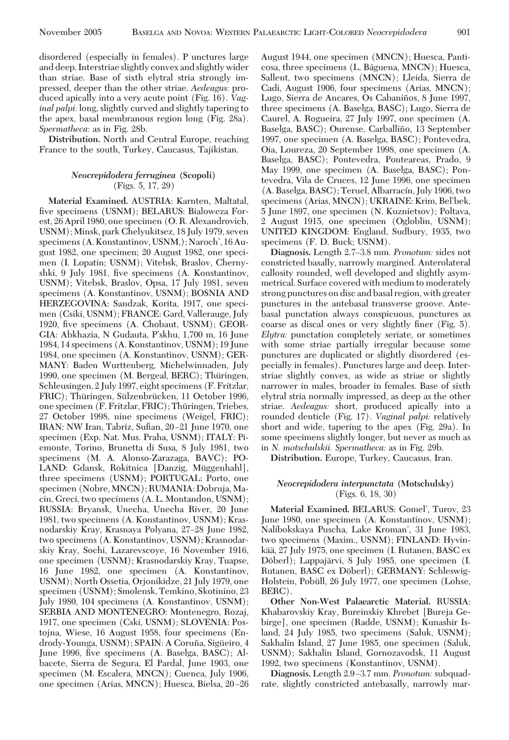disordered (especially in females). Punctures large and deep. Interstriae slightly convex and slightly wider than striae. Base of sixth elytral stria strongly impressed, deeper than the other striae. *Aedeagus:* produced apically into a very acute point (Fig. 16). *Vaginal palpi:* long, slightly curved and slightly tapering to the apex, basal membranous region long (Fig. 28a). *Spermatheca:* as in Fig. 28b.

**Distribution.** North and Central Europe, reaching France to the south, Turkey, Caucasus, Tajikistan.

### *Neocrepidodera ferruginea* (Scopoli)
(Figs. 5, 17, 29)

**Material Examined.** AUSTRIA: Karnten, Maltatal, five specimens (USNM); BELARUS: Bialoweza Forest, 26 April 1980, one specimen (O. R. Alexandrovich, USNM); Minsk, park Chelyukitsez, 18 July 1979, seven specimens (A. Konstantinov, USNM,); Naroch', 16 August 1982, one specimen; 20 August 1982, one specimen (I. Lopatin; USNM); Vitebsk, Braslov, Chernyshki, 9 July 1981, five specimens (A. Konstantinov, USNM); Vitebsk, Braslov, Opsa, 17 July 1981, seven specimens (A. Konstantinov, USNM); BOSNIA AND HERZEGOVINA: Sandzak, Korita, 1917, one specimen (Csiki, USNM); FRANCE: Gard, Vallerauge, July 1920, five specimens (A. Chobaut, USNM); GEORGIA: Abkhazia, N Gudauta, P'skhu, 1,700 m, 16 June 1984, 14 specimens (A. Konstantinov, USNM); 19 June 1984, one specimen (A. Konstantinov, USNM); GERMANY: Baden Wurttenberg, Michelwinnaden, July 1990, one specimen (M. Bergeal, BERC); Thüringen, Schleusingen, 2 July 1997, eight specimens (F. Fritzlar, FRIC); Thüringen, Sülzenbrücken, 11 October 1996, one specimen (F. Fritzlar, FRIC); Thüringen, Triebes, 27 October 1998, nine specimens (Weigel, FRIC); IRAN: NW Iran, Tabriz, Sufian, 20–21 June 1970, one specimen (Exp. Nat. Mus. Praha, USNM); ITALY: Piemonte, Torino, Brunetta di Susa, 8 July 1981, two specimens (M. A. Alonso-Zarazaga, BAVC); POLAND: Gdansk, Rokitnica [Danzig, Müggenhahl], three specimens (USNM); PORTUGAL: Porto, one specimen (Nobre, MNCN); RUMANIA: Dobruja, Macin, Greci, two specimens (A. L. Montandon, USNM); RUSSIA: Bryansk, Unecha, Unecha River, 20 June 1981, two specimens (A. Konstantinov, USNM); Krasnodarskiy Kray, Krasnaya Polyana, 27–28 June 1982, two specimens (A. Konstantinov, USNM); Krasnodarskiy Kray, Sochi, Lazarevscoye, 16 November 1916, one specimen (USNM); Krasnodarskiy Kray, Tuapse, 16 June 1982, one specimen (A. Konstantinov, USNM); North Ossetia, Orjonikidze, 21 July 1979, one specimen (USNM); Smolensk, Temkino, Skotinino, 23 July 1980, 104 specimens (A. Konstantinov, USNM); SERBIA AND MONTENEGRO: Montenegro, Rozaj, 1917, one specimen (Cski, USNM); SLOVENIA: Postojna, Wiese, 16 August 1958, four specimens (Endrody-Younga, USNM); SPAIN: A Coruña, Sigüeiro, 4 June 1996, five specimens (A. Baselga, BASC); Albacete, Sierra de Segura, El Pardal, June 1903, one specimen (M. Escalera, MNCN); Cuenca, July 1906, one specimen (Arias, MNCN); Huesca, Bielsa, 20–26 August 1944, one specimen (MNCN); Huesca, Panticosa, three specimens (L. Báguena, MNCN); Huesca, Sallent, two specimens (MNCN); Lleida, Sierra de Cadi, August 1906, four specimens (Arias, MNCN); Lugo, Sierra de Ancares, Os Cabaniños, 8 June 1997, three specimens (A. Baselga, BASC); Lugo, Sierra de Caurel, A. Rogueira, 27 July 1997, one specimen (A. Baselga, BASC); Ourense, Carballiño, 13 September 1997, one specimen (A. Baselga, BASC); Pontevedra, Oia, Loureza, 20 September 1998, one specimen (A. Baselga, BASC); Pontevedra, Ponteareas, Prado, 9 May 1999, one specimen (A. Baselga, BASC); Pontevedra, Vila de Cruces, 12 June 1996, one specimen (A. Baselga, BASC); Teruel, Albarracín, July 1906, two specimens (Arias, MNCN); UKRAINE: Krim, Bel'bek, 5 June 1897, one specimen (N. Kuznietsov); Poltava, 2 August 1915, one specimen (Ogloblin, USNM); UNITED KINGDOM: England, Sudbury, 1935, two specimens (F. D. Buck; USNM).

**Diagnosis.** Length 2.7–3.8 mm. *Pronotum:* sides not constricted basally, narrowly margined. Anterolateral callosity rounded, well developed and slightly asymmetrical. Surface covered with medium to moderately strong punctures on disc and basal region, with greater punctures in the antebasal transverse groove. Antebasal punctation always conspicuous, punctures as coarse as discal ones or very slightly finer (Fig. 5). *Elytra:* punctation completely seriate, or sometimes with some striae partially irregular because some punctures are duplicated or slightly disordered (especially in females). Punctures large and deep. Interstriae slightly convex, as wide as striae or slightly narrower in males, broader in females. Base of sixth elytral stria normally impressed, as deep as the other striae. *Aedeagus:* short, produced apically into a rounded denticle (Fig. 17). *Vaginal palpi:* relatively short and wide, tapering to the apex (Fig. 29a). In some specimens slightly longer, but never as much as in *N. motschulskii. Spermatheca:* as in Fig. 29b.

**Distribution.** Europe, Turkey, Caucasus, Iran.

### *Neocrepidodera interpunctata* (Motschulsky)
(Figs. 6, 18, 30)

**Material Examined.** BELARUS: Gomel', Turov, 23 June 1980, one specimen (A. Konstantinov, USNM); Nalibokskaya Puscha, Lake Kroman', 31 June 1983, two specimens (Maxim., USNM); FINLAND: Hyvinkää, 27 July 1975, one specimen (I. Rutanen, BASC ex Döberl); Lappajärvi, 8 July 1985, one specimen (I. Rutanen, BASC ex Döberl); GERMANY: Schleswig-Holstein, Pobüll, 26 July 1977, one specimen (Lohse, BERC).

**Other Non-West Palaearctic Material.** RUSSIA: Khabarovskiy Kray, Bureinskiy Khrebet [Bureja Gebirge], one specimen (Radde, USNM); Kunashir Island, 24 July 1985, two specimens (Saluk, USNM); Sakhalin Island, 27 June 1985, one specimen (Saluk, USNM); Sakhalin Island, Gornozavodsk, 11 August 1992, two specimens (Konstantinov, USNM).

**Diagnosis.** Length 2.9–3.7 mm. *Pronotum:* subquadrate, slightly constricted antebasally, narrowly mar-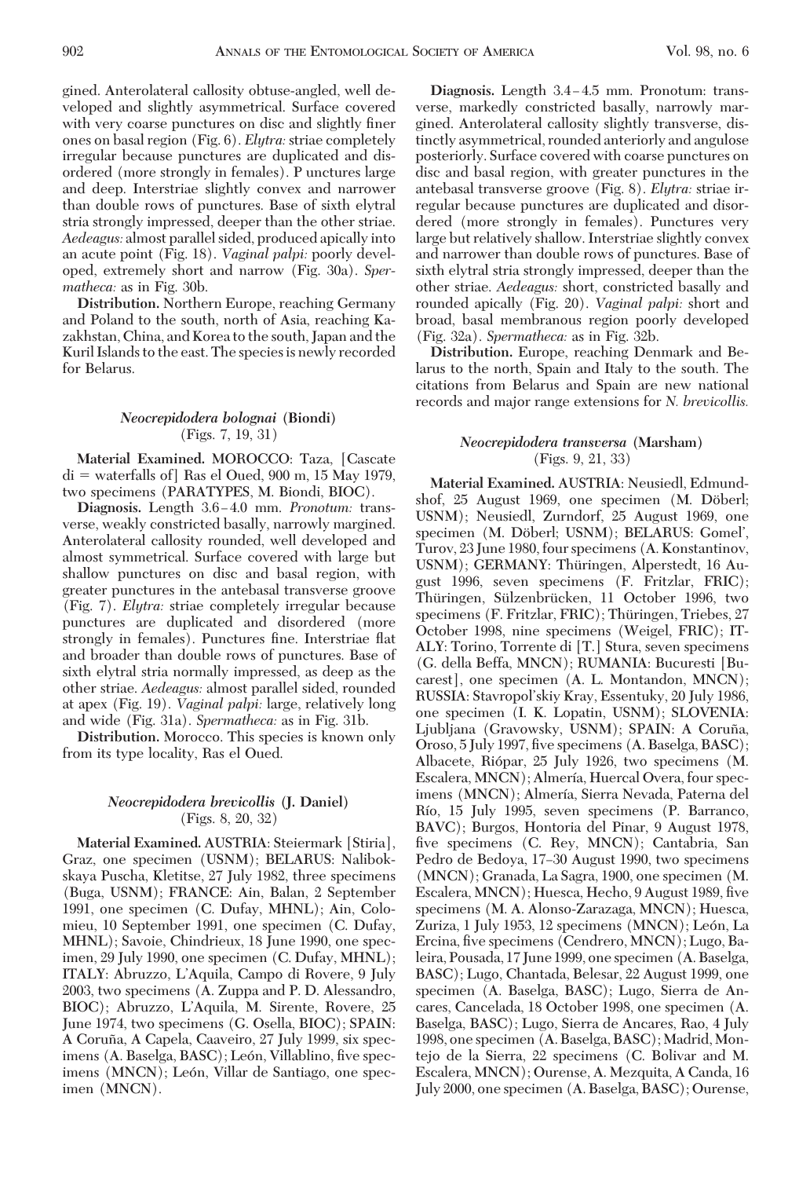gined. Anterolateral callosity obtuse-angled, well developed and slightly asymmetrical. Surface covered with very coarse punctures on disc and slightly finer ones on basal region (Fig. 6). *Elytra:* striae completely irregular because punctures are duplicated and disordered (more strongly in females). P unctures large and deep. Interstriae slightly convex and narrower than double rows of punctures. Base of sixth elytral stria strongly impressed, deeper than the other striae. *Aedeagus:* almost parallel sided, produced apically into an acute point (Fig. 18). *Vaginal palpi:* poorly developed, extremely short and narrow (Fig. 30a). *Spermatheca:* as in Fig. 30b.

**Distribution.** Northern Europe, reaching Germany and Poland to the south, north of Asia, reaching Kazakhstan, China, and Korea to the south, Japan and the Kuril Islands to the east. The species is newly recorded for Belarus.

### *Neocrepidodera bolognai* (Biondi) (Figs. 7, 19, 31)

**Material Examined.** MOROCCO: Taza, [Cascate di = waterfalls of] Ras el Oued, 900 m, 15 May 1979, two specimens (PARATYPES, M. Biondi, BIOC).

**Diagnosis.** Length 3.6–4.0 mm. *Pronotum:* transverse, weakly constricted basally, narrowly margined. Anterolateral callosity rounded, well developed and almost symmetrical. Surface covered with large but shallow punctures on disc and basal region, with greater punctures in the antebasal transverse groove (Fig. 7). *Elytra:* striae completely irregular because punctures are duplicated and disordered (more strongly in females). Punctures fine. Interstriae flat and broader than double rows of punctures. Base of sixth elytral stria normally impressed, as deep as the other striae. *Aedeagus:* almost parallel sided, rounded at apex (Fig. 19). *Vaginal palpi:* large, relatively long and wide (Fig. 31a). *Spermatheca:* as in Fig. 31b.

**Distribution.** Morocco. This species is known only from its type locality, Ras el Oued.

### *Neocrepidodera brevicollis* (J. Daniel) (Figs. 8, 20, 32)

**Material Examined.** AUSTRIA: Steiermark [Stiria], Graz, one specimen (USNM); BELARUS: Nalibokskaya Puscha, Kletitse, 27 July 1982, three specimens (Buga, USNM); FRANCE: Ain, Balan, 2 September 1991, one specimen (C. Dufay, MHNL); Ain, Colomieu, 10 September 1991, one specimen (C. Dufay, MHNL); Savoie, Chindrieux, 18 June 1990, one specimen, 29 July 1990, one specimen (C. Dufay, MHNL); ITALY: Abruzzo, L'Aquila, Campo di Rovere, 9 July 2003, two specimens (A. Zuppa and P. D. Alessandro, BIOC); Abruzzo, L'Aquila, M. Sirente, Rovere, 25 June 1974, two specimens (G. Osella, BIOC); SPAIN: A Coruña, A Capela, Caaveiro, 27 July 1999, six specimens (A. Baselga, BASC); León, Villablino, five specimens (MNCN); León, Villar de Santiago, one specimen (MNCN).

**Diagnosis.** Length 3.4–4.5 mm. Pronotum: transverse, markedly constricted basally, narrowly margined. Anterolateral callosity slightly transverse, distinctly asymmetrical, rounded anteriorly and angulose posteriorly. Surface covered with coarse punctures on disc and basal region, with greater punctures in the antebasal transverse groove (Fig. 8). *Elytra:* striae irregular because punctures are duplicated and disordered (more strongly in females). Punctures very large but relatively shallow. Interstriae slightly convex and narrower than double rows of punctures. Base of sixth elytral stria strongly impressed, deeper than the other striae. *Aedeagus:* short, constricted basally and rounded apically (Fig. 20). *Vaginal palpi:* short and broad, basal membranous region poorly developed (Fig. 32a). *Spermatheca:* as in Fig. 32b.

**Distribution.** Europe, reaching Denmark and Belarus to the north, Spain and Italy to the south. The citations from Belarus and Spain are new national records and major range extensions for *N. brevicollis.*

### *Neocrepidodera transversa* (Marsham) (Figs. 9, 21, 33)

**Material Examined.** AUSTRIA: Neusiedl, Edmundshof, 25 August 1969, one specimen (M. Döberl; USNM); Neusiedl, Zurndorf, 25 August 1969, one specimen (M. Döberl; USNM); BELARUS: Gomel', Turov, 23 June 1980, four specimens (A. Konstantinov, USNM); GERMANY: Thüringen, Alperstedt, 16 August 1996, seven specimens (F. Fritzlar, FRIC); Thüringen, Sülzenbrücken, 11 October 1996, two specimens (F. Fritzlar, FRIC); Thüringen, Triebes, 27 October 1998, nine specimens (Weigel, FRIC); ITALY: Torino, Torrente di [T.] Stura, seven specimens (G. della Beffa, MNCN); RUMANIA: Bucuresti [Bucarest], one specimen (A. L. Montandon, MNCN); RUSSIA: Stavropol'skiy Kray, Essentuky, 20 July 1986, one specimen (I. K. Lopatin, USNM); SLOVENIA: Ljubljana (Gravowsky, USNM); SPAIN: A Coruña, Oroso, 5 July 1997, five specimens (A. Baselga, BASC); Albacete, Riópar, 25 July 1926, two specimens (M. Escalera, MNCN); Almería, Huercal Overa, four specimens (MNCN); Almería, Sierra Nevada, Paterna del Río, 15 July 1995, seven specimens (P. Barranco, BAVC); Burgos, Hontoria del Pinar, 9 August 1978, five specimens (C. Rey, MNCN); Cantabria, San Pedro de Bedoya, 17–30 August 1990, two specimens (MNCN); Granada, La Sagra, 1900, one specimen (M. Escalera, MNCN); Huesca, Hecho, 9 August 1989, five specimens (M. A. Alonso-Zarazaga, MNCN); Huesca, Zuriza, 1 July 1953, 12 specimens (MNCN); León, La Ercina, five specimens (Cendrero, MNCN); Lugo, Baleira, Pousada, 17 June 1999, one specimen (A. Baselga, BASC); Lugo, Chantada, Belesar, 22 August 1999, one specimen (A. Baselga, BASC); Lugo, Sierra de Ancares, Cancelada, 18 October 1998, one specimen (A. Baselga, BASC); Lugo, Sierra de Ancares, Rao, 4 July 1998, one specimen (A. Baselga, BASC); Madrid, Montejo de la Sierra, 22 specimens (C. Bolivar and M. Escalera, MNCN); Ourense, A. Mezquita, A Canda, 16 July 2000, one specimen (A. Baselga, BASC); Ourense,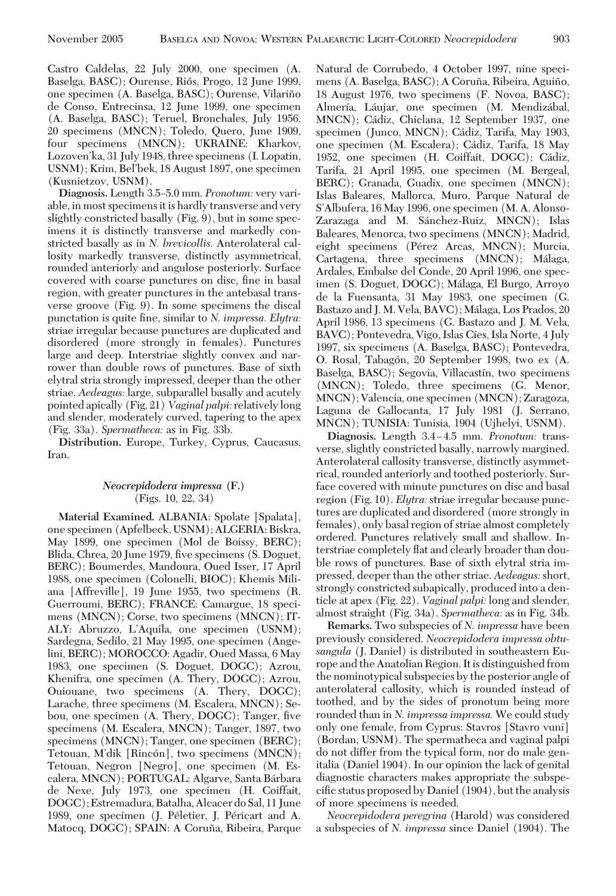Castro Caldelas, 22 July 2000, one specimen (A. Baselga, BASC); Ourense, Riós, Progo, 12 June 1999, one specimen (A. Baselga, BASC); Ourense, Vilariño de Conso, Entrecinsa, 12 June 1999, one specimen (A. Baselga, BASC); Teruel, Bronchales, July 1956, 20 specimens (MNCN); Toledo, Quero, June 1909, four specimens (MNCN); UKRAINE: Kharkov, Lozoven'ka, 31 July 1948, three specimens (I. Lopatin, USNM); Krim, Bel'bek, 18 August 1897, one specimen (Kusnietzov, USNM).

**Diagnosis.** Length 3.5–5.0 mm. *Pronotum:* very variable, in most specimens it is hardly transverse and very slightly constricted basally (Fig. 9), but in some specimens it is distinctly transverse and markedly constricted basally as in *N. brevicollis.* Anterolateral callosity markedly transverse, distinctly asymmetrical, rounded anteriorly and angulose posteriorly. Surface covered with coarse punctures on disc, fine in basal region, with greater punctures in the antebasal transverse groove (Fig. 9). In some specimens the discal punctation is quite fine, similar to *N. impressa. Elytra:* striae irregular because punctures are duplicated and disordered (more strongly in females). Punctures large and deep. Interstriae slightly convex and narrower than double rows of punctures. Base of sixth elytral stria strongly impressed, deeper than the other striae. *Aedeagus:* large, subparallel basally and acutely pointed apically (Fig. 21) *Vaginal palpi:* relatively long and slender, moderately curved, tapering to the apex (Fig. 33a). *Spermatheca:* as in Fig. 33b.

**Distribution.** Europe, Turkey, Cyprus, Caucasus, Iran.

## *Neocrepidodera impressa* (F.)
(Figs. 10, 22, 34)

**Material Examined.** ALBANIA: Spolate [Spalata], one specimen (Apfelbeck, USNM); ALGERIA: Biskra, May 1899, one specimen (Mol de Boissy, BERC); Blida, Chrea, 20 June 1979, five specimens (S. Doguet, BERC); Boumerdes, Mandoura, Oued Isser, 17 April 1988, one specimen (Colonelli, BIOC); Khemis Miliana [Affreville], 19 June 1955, two specimens (R. Guerroumi, BERC); FRANCE: Camargue, 18 specimens (MNCN); Corse, two specimens (MNCN); ITALY: Abruzzo, L'Aquila, one specimen (USNM); Sardegna, Sedilo, 21 May 1995, one specimen (Angelini, BERC); MOROCCO: Agadir, Oued Massa, 6 May 1983, one specimen (S. Doguet, DOGC); Azrou, Khenifra, one specimen (A. Thery, DOGC); Azrou, Ouiouane, two specimens (A. Thery, DOGC); Larache, three specimens (M. Escalera, MNCN); Sebou, one specimen (A. Thery, DOGC); Tanger, five specimens (M. Escalera, MNCN); Tanger, 1897, two specimens (MNCN); Tanger, one specimen (BERC); Tetouan, M'dik [Rincón], two specimens (MNCN); Tetouan, Negron [Negro], one specimen (M. Escalera, MNCN); PORTUGAL: Algarve, Santa Bárbara de Nexe, July 1973, one specimen (H. Coiffait, DOGC); Estremadura, Batalha, Alcacer do Sal, 11 June 1989, one specimen (J. Péletier, J. Péricart and A. Matocq, DOGC); SPAIN: A Coruña, Ribeira, Parque Natural de Corrubedo, 4 October 1997, nine specimens (A. Baselga, BASC); A Coruña, Ribeira, Aguiño, 18 August 1976, two specimens (F. Novoa, BASC); Almería, Láujar, one specimen (M. Mendizábal, MNCN); Cádiz, Chiclana, 12 September 1937, one specimen (Junco, MNCN); Cádiz, Tarifa, May 1903, one specimen (M. Escalera); Cádiz, Tarifa, 18 May 1952, one specimen (H. Coiffait, DOGC); Cádiz, Tarifa, 21 April 1995, one specimen (M. Bergeal, BERC); Granada, Guadix, one specimen (MNCN); Islas Baleares, Mallorca, Muro, Parque Natural de S'Albufera, 16 May 1996, one specimen (M. A. Alonso-Zarazaga and M. Sánchez-Ruiz, MNCN); Islas Baleares, Menorca, two specimens (MNCN); Madrid, eight specimens (Pérez Arcas, MNCN); Murcia, Cartagena, three specimens (MNCN); Málaga, Ardales, Embalse del Conde, 20 April 1996, one specimen (S. Doguet, DOGC); Málaga, El Burgo, Arroyo de la Fuensanta, 31 May 1983, one specimen (G. Bastazo and J. M. Vela, BAVC); Málaga, Los Prados, 20 April 1986, 13 specimens (G. Bastazo and J. M. Vela, BAVC); Pontevedra, Vigo, Islas Cíes, Isla Norte, 4 July 1997, six specimens (A. Baselga, BASC); Pontevedra, O. Rosal, Tabagón, 20 September 1998, two ex (A. Baselga, BASC); Segovia, Villacastín, two specimens (MNCN); Toledo, three specimens (G. Menor, MNCN); Valencia, one specimen (MNCN); Zaragoza, Laguna de Gallocanta, 17 July 1981 (J. Serrano, MNCN); TUNISIA: Tunisia, 1904 (Ujhelyi, USNM).

**Diagnosis.** Length 3.4–4.5 mm. *Pronotum:* transverse, slightly constricted basally, narrowly margined. Anterolateral callosity transverse, distinctly asymmetrical, rounded anteriorly and toothed posteriorly. Surface covered with minute punctures on disc and basal region (Fig. 10). *Elytra:* striae irregular because punctures are duplicated and disordered (more strongly in females), only basal region of striae almost completely ordered. Punctures relatively small and shallow. Interstriae completely flat and clearly broader than double rows of punctures. Base of sixth elytral stria impressed, deeper than the other striae. *Aedeagus:* short, strongly constricted subapically, produced into a denticle at apex (Fig. 22). *Vaginal palpi:* long and slender, almost straight (Fig. 34a). *Spermatheca:* as in Fig. 34b.

**Remarks.** Two subspecies of *N. impressa* have been previously considered. *Neocrepidodera impressa obtusangula* (J. Daniel) is distributed in southeastern Europe and the Anatolian Region. It is distinguished from the nominotypical subspecies by the posterior angle of anterolateral callosity, which is rounded instead of toothed, and by the sides of pronotum being more rounded than in *N. impressa impressa.* We could study only one female, from Cyprus: Stavros [Stavro vuni] (Bordan, USNM). The spermatheca and vaginal palpi do not differ from the typical form, nor do male genitalia (Daniel 1904). In our opinion the lack of genital diagnostic characters makes appropriate the subspecific status proposed by Daniel (1904), but the analysis of more specimens is needed.

*Neocrepidodera peregrina* (Harold) was considered a subspecies of *N. impressa* since Daniel (1904). The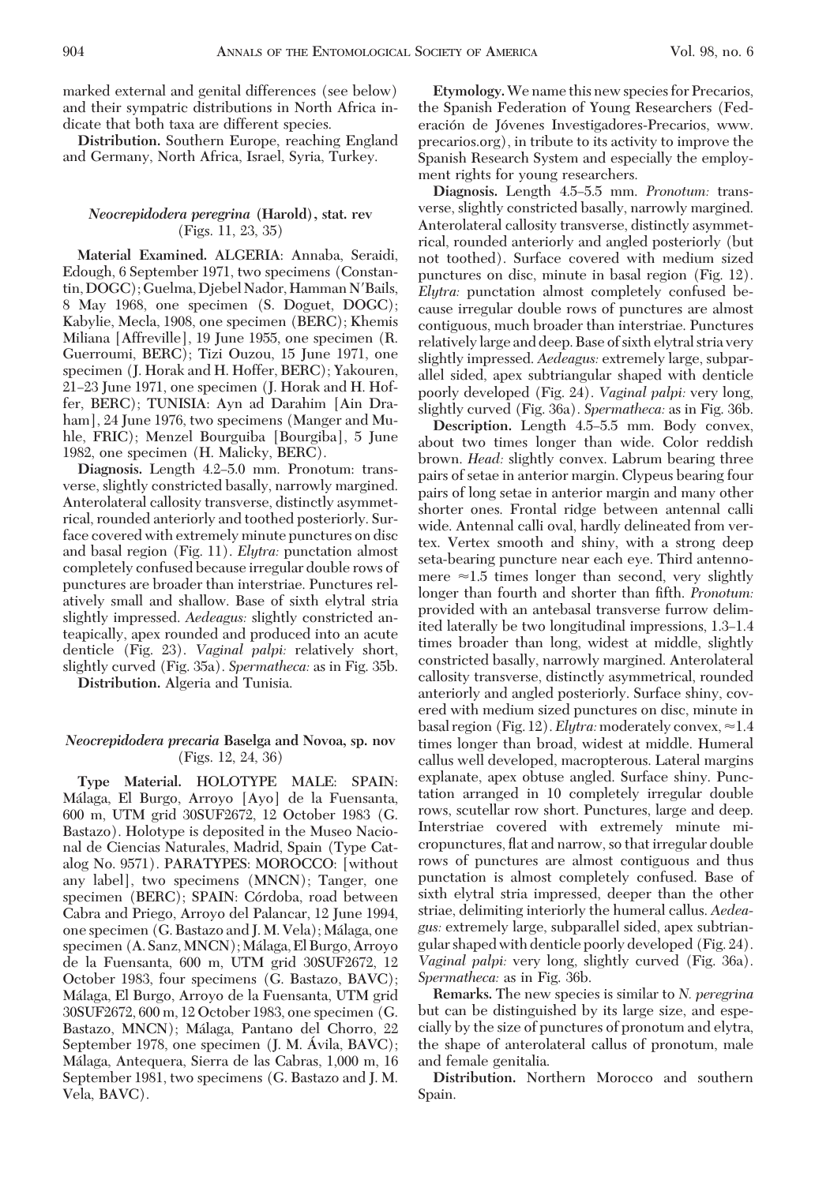marked external and genital differences (see below) and their sympatric distributions in North Africa indicate that both taxa are different species.

**Distribution.** Southern Europe, reaching England and Germany, North Africa, Israel, Syria, Turkey.

### *Neocrepidodera peregrina* (Harold), stat. rev (Figs. 11, 23, 35)

**Material Examined.** ALGERIA: Annaba, Seraidi, Edough, 6 September 1971, two specimens (Constantin, DOGC); Guelma, Djebel Nador, Hamman N'Bails, 8 May 1968, one specimen (S. Doguet, DOGC); Kabylie, Mecla, 1908, one specimen (BERC); Khemis Miliana [Affreville], 19 June 1955, one specimen (R. Guerroumi, BERC); Tizi Ouzou, 15 June 1971, one specimen (J. Horak and H. Hoffer, BERC); Yakouren, 21–23 June 1971, one specimen (J. Horak and H. Hoffer, BERC); TUNISIA: Ayn ad Darahim [Ain Draham], 24 June 1976, two specimens (Manger and Muhle, FRIC); Menzel Bourguiba [Bourgiba], 5 June 1982, one specimen (H. Malicky, BERC).

**Diagnosis.** Length 4.2–5.0 mm. Pronotum: transverse, slightly constricted basally, narrowly margined. Anterolateral callosity transverse, distinctly asymmetrical, rounded anteriorly and toothed posteriorly. Surface covered with extremely minute punctures on disc and basal region (Fig. 11). *Elytra:* punctation almost completely confused because irregular double rows of punctures are broader than interstriae. Punctures relatively small and shallow. Base of sixth elytral stria slightly impressed. *Aedeagus:* slightly constricted anteapically, apex rounded and produced into an acute denticle (Fig. 23). *Vaginal palpi:* relatively short, slightly curved (Fig. 35a). *Spermatheca:* as in Fig. 35b.

**Distribution.** Algeria and Tunisia.

### *Neocrepidodera precaria* Baselga and Novoa, sp. nov (Figs. 12, 24, 36)

**Type Material.** HOLOTYPE MALE: SPAIN: Málaga, El Burgo, Arroyo [Ayo] de la Fuensanta, 600 m, UTM grid 30SUF2672, 12 October 1983 (G. Bastazo). Holotype is deposited in the Museo Nacional de Ciencias Naturales, Madrid, Spain (Type Catalog No. 9571). PARATYPES: MOROCCO: [without any label], two specimens (MNCN); Tanger, one specimen (BERC); SPAIN: Córdoba, road between Cabra and Priego, Arroyo del Palancar, 12 June 1994, one specimen (G. Bastazo and J. M. Vela); Málaga, one specimen (A. Sanz, MNCN); Málaga, El Burgo, Arroyo de la Fuensanta, 600 m, UTM grid 30SUF2672, 12 October 1983, four specimens (G. Bastazo, BAVC); Málaga, El Burgo, Arroyo de la Fuensanta, UTM grid 30SUF2672, 600 m, 12 October 1983, one specimen (G. Bastazo, MNCN); Málaga, Pantano del Chorro, 22 September 1978, one specimen (J. M. Ávila, BAVC); Málaga, Antequera, Sierra de las Cabras, 1,000 m, 16 September 1981, two specimens (G. Bastazo and J. M. Vela, BAVC).

**Etymology.** We name this new species for Precarios, the Spanish Federation of Young Researchers (Federación de Jóvenes Investigadores-Precarios, www.precarios.org), in tribute to its activity to improve the Spanish Research System and especially the employment rights for young researchers.

**Diagnosis.** Length 4.5–5.5 mm. *Pronotum:* transverse, slightly constricted basally, narrowly margined. Anterolateral callosity transverse, distinctly asymmetrical, rounded anteriorly and angled posteriorly (but not toothed). Surface covered with medium sized punctures on disc, minute in basal region (Fig. 12). *Elytra:* punctation almost completely confused because irregular double rows of punctures are almost contiguous, much broader than interstriae. Punctures relatively large and deep. Base of sixth elytral stria very slightly impressed. *Aedeagus:* extremely large, subparallel sided, apex subtriangular shaped with denticle poorly developed (Fig. 24). *Vaginal palpi:* very long, slightly curved (Fig. 36a). *Spermatheca:* as in Fig. 36b.

**Description.** Length 4.5–5.5 mm. Body convex, about two times longer than wide. Color reddish brown. *Head:* slightly convex. Labrum bearing three pairs of setae in anterior margin. Clypeus bearing four pairs of long setae in anterior margin and many other shorter ones. Frontal ridge between antennal calli wide. Antennal calli oval, hardly delineated from vertex. Vertex smooth and shiny, with a strong deep seta-bearing puncture near each eye. Third antennomere ≈1.5 times longer than second, very slightly longer than fourth and shorter than fifth. *Pronotum:* provided with an antebasal transverse furrow delimited laterally be two longitudinal impressions, 1.3–1.4 times broader than long, widest at middle, slightly constricted basally, narrowly margined. Anterolateral callosity transverse, distinctly asymmetrical, rounded anteriorly and angled posteriorly. Surface shiny, covered with medium sized punctures on disc, minute in basal region (Fig. 12). *Elytra:* moderately convex, ≈1.4 times longer than broad, widest at middle. Humeral callus well developed, macropterous. Lateral margins explanate, apex obtuse angled. Surface shiny. Punctation arranged in 10 completely irregular double rows, scutellar row short. Punctures, large and deep. Interstriae covered with extremely minute micropunctures, flat and narrow, so that irregular double rows of punctures are almost contiguous and thus punctation is almost completely confused. Base of sixth elytral stria impressed, deeper than the other striae, delimiting interiorly the humeral callus. *Aedeagus:* extremely large, subparallel sided, apex subtriangular shaped with denticle poorly developed (Fig. 24). *Vaginal palpi:* very long, slightly curved (Fig. 36a). *Spermatheca:* as in Fig. 36b.

**Remarks.** The new species is similar to *N. peregrina* but can be distinguished by its large size, and especially by the size of punctures of pronotum and elytra, the shape of anterolateral callus of pronotum, male and female genitalia.

**Distribution.** Northern Morocco and southern Spain.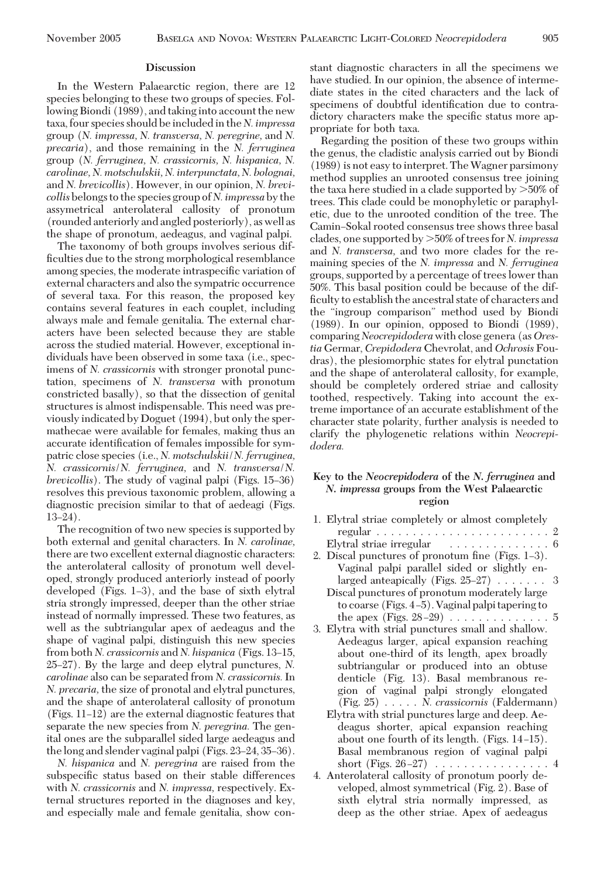## Discussion

In the Western Palaearctic region, there are 12 species belonging to these two groups of species. Following Biondi (1989), and taking into account the new taxa, four species should be included in the *N. impressa* group (*N. impressa*, *N. transversa*, *N. peregrine*, and *N. precaria*), and those remaining in the *N. ferruginea* group (*N. ferruginea*, *N. crassicornis*, *N. hispanica*, *N. carolinae*, *N. motschulskii*, *N. interpunctata*, *N. bolognai*, and *N. brevicollis*). However, in our opinion, *N. brevicollis* belongs to the species group of *N. impressa* by the assymetrical anterolateral callosity of pronotum (rounded anteriorly and angled posteriorly), as well as the shape of pronotum, aedeagus, and vaginal palpi.

The taxonomy of both groups involves serious difficulties due to the strong morphological resemblance among species, the moderate intraspecific variation of external characters and also the sympatric occurrence of several taxa. For this reason, the proposed key contains several features in each couplet, including always male and female genitalia. The external characters have been selected because they are stable across the studied material. However, exceptional individuals have been observed in some taxa (i.e., specimens of *N. crassicornis* with stronger pronotal punctation, specimens of *N. transversa* with pronotum constricted basally), so that the dissection of genital structures is almost indispensable. This need was previously indicated by Doguet (1994), but only the spermathecae were available for females, making thus an accurate identification of females impossible for sympatric close species (i.e., *N. motschulskii*/*N. ferruginea*, *N. crassicornis*/*N. ferruginea*, and *N. transversa*/*N. brevicollis*). The study of vaginal palpi (Figs. 15–36) resolves this previous taxonomic problem, allowing a diagnostic precision similar to that of aedeagi (Figs. 13–24).

The recognition of two new species is supported by both external and genital characters. In *N. carolinae*, there are two excellent external diagnostic characters: the anterolateral callosity of pronotum well developed, strongly produced anteriorly instead of poorly developed (Figs. 1–3), and the base of sixth elytral stria strongly impressed, deeper than the other striae instead of normally impressed. These two features, as well as the subtriangular apex of aedeagus and the shape of vaginal palpi, distinguish this new species from both *N. crassicornis* and *N. hispanica* (Figs. 13–15, 25–27). By the large and deep elytral punctures, *N. carolinae* also can be separated from *N. crassicornis*. In *N. precaria*, the size of pronotal and elytral punctures, and the shape of anterolateral callosity of pronotum (Figs. 11–12) are the external diagnostic features that separate the new species from *N. peregrina*. The genital ones are the subparallel sided large aedeagus and the long and slender vaginal palpi (Figs. 23–24, 35–36).

*N. hispanica* and *N. peregrina* are raised from the subspecific status based on their stable differences with *N. crassicornis* and *N. impressa*, respectively. External structures reported in the diagnoses and key, and especially male and female genitalia, show constant diagnostic characters in all the specimens we have studied. In our opinion, the absence of intermediate states in the cited characters and the lack of specimens of doubtful identification due to contradictory characters make the specific status more appropriate for both taxa.

Regarding the position of these two groups within the genus, the cladistic analysis carried out by Biondi (1989) is not easy to interpret. The Wagner parsimony method supplies an unrooted consensus tree joining the taxa here studied in a clade supported by >50% of trees. This clade could be monophyletic or paraphyletic, due to the unrooted condition of the tree. The Camin–Sokal rooted consensus tree shows three basal clades, one supported by >50% of trees for *N. impressa* and *N. transversa*, and two more clades for the remaining species of the *N. impressa* and *N. ferruginea* groups, supported by a percentage of trees lower than 50%. This basal position could be because of the difficulty to establish the ancestral state of characters and the "ingroup comparison" method used by Biondi (1989). In our opinion, opposed to Biondi (1989), comparing *Neocrepidodera* with close genera (as *Orestia* Germar, *Crepidodera* Chevrolat, and *Ochrosis* Foudras), the plesiomorphic states for elytral punctation and the shape of anterolateral callosity, for example, should be completely ordered striae and callosity toothed, respectively. Taking into account the extreme importance of an accurate establishment of the character state polarity, further analysis is needed to clarify the phylogenetic relations within *Neocrepidodera*.

## Key to the *Neocrepidodera* of the *N. ferruginea* and *N. impressa* groups from the West Palaearctic region

1. Elytral striae completely or almost completely regular . . . . . . . . . . . . . . . . . . . . . . . . 2
   Elytral striae irregular . . . . . . . . . . . . . . 6
2. Discal punctures of pronotum fine (Figs. 1–3). Vaginal palpi parallel sided or slightly enlarged anteapically (Figs. 25–27) . . . . . . . 3
   Discal punctures of pronotum moderately large to coarse (Figs. 4–5). Vaginal palpi tapering to the apex (Figs. 28–29) . . . . . . . . . . . . . . 5
3. Elytra with strial punctures small and shallow. Aedeagus larger, apical expansion reaching about one-third of its length, apex broadly subtriangular or produced into an obtuse denticle (Fig. 13). Basal membranous region of vaginal palpi strongly elongated (Fig. 25) . . . . . *N. crassicornis* (Faldermann)
   Elytra with strial punctures large and deep. Aedeagus shorter, apical expansion reaching about one fourth of its length. (Figs. 14–15). Basal membranous region of vaginal palpi short (Figs. 26–27) . . . . . . . . . . . . . . . . 4
4. Anterolateral callosity of pronotum poorly developed, almost symmetrical (Fig. 2). Base of sixth elytral stria normally impressed, as deep as the other striae. Apex of aedeagus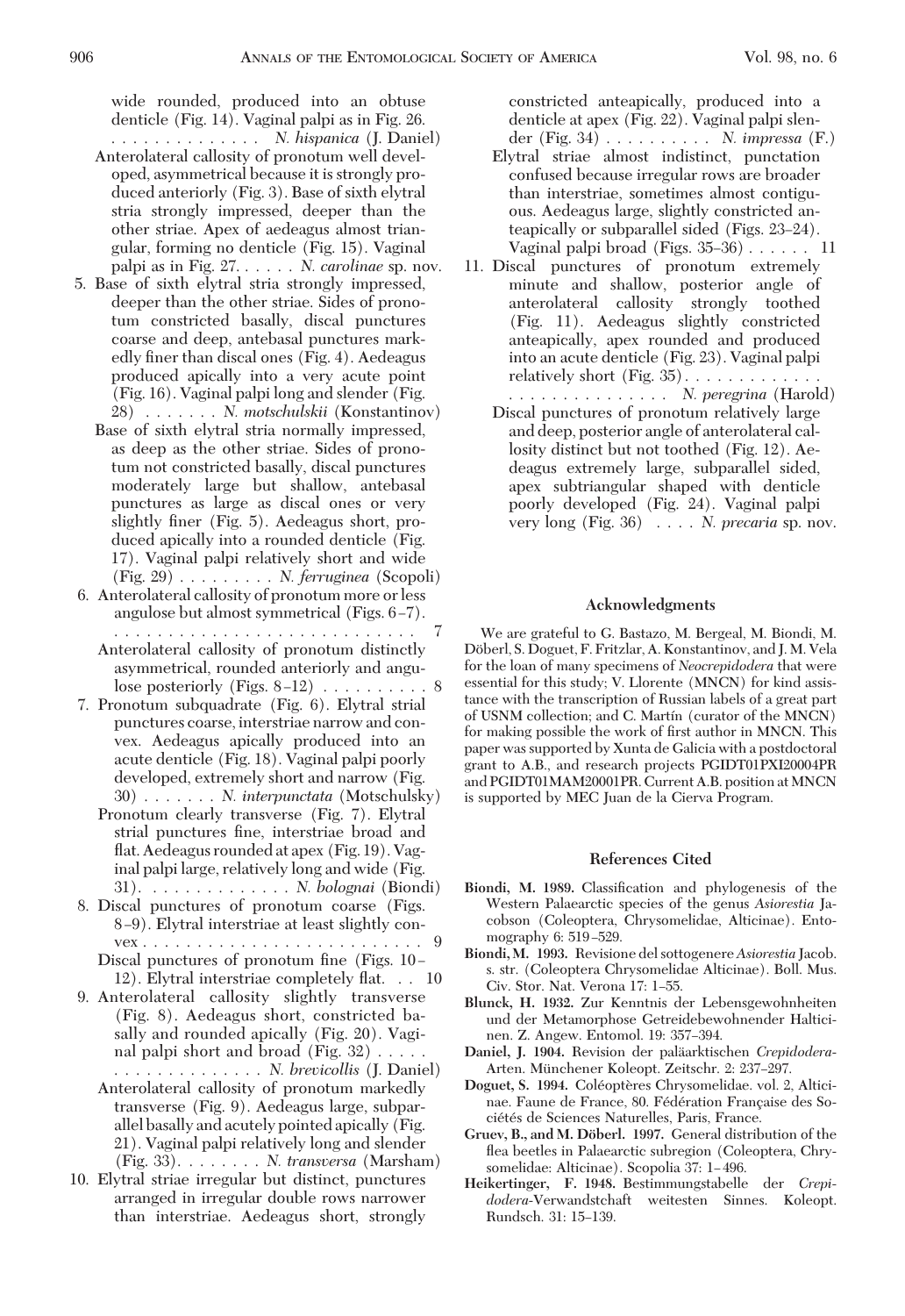wide rounded, produced into an obtuse denticle (Fig. 14). Vaginal palpi as in Fig. 26. . . . . . . . . . . . . . . *N. hispanica* (J. Daniel)

Anterolateral callosity of pronotum well developed, asymmetrical because it is strongly produced anteriorly (Fig. 3). Base of sixth elytral stria strongly impressed, deeper than the other striae. Apex of aedeagus almost triangular, forming no denticle (Fig. 15). Vaginal palpi as in Fig. 27. . . . . . *N. carolinae* sp. nov.

5. Base of sixth elytral stria strongly impressed, deeper than the other striae. Sides of pronotum constricted basally, discal punctures coarse and deep, antebasal punctures markedly finer than discal ones (Fig. 4). Aedeagus produced apically into a very acute point (Fig. 16). Vaginal palpi long and slender (Fig. 28) . . . . . . . *N. motschulskii* (Konstantinov)

   Base of sixth elytral stria normally impressed, as deep as the other striae. Sides of pronotum not constricted basally, discal punctures moderately large but shallow, antebasal punctures as large as discal ones or very slightly finer (Fig. 5). Aedeagus short, produced apically into a rounded denticle (Fig. 17). Vaginal palpi relatively short and wide (Fig. 29) . . . . . . . . . *N. ferruginea* (Scopoli)

6. Anterolateral callosity of pronotum more or less angulose but almost symmetrical (Figs. 6–7). . . . . . . . . . . . . . . . . . . . . . . . . . . . . . 7

   Anterolateral callosity of pronotum distinctly asymmetrical, rounded anteriorly and angulose posteriorly (Figs. 8–12) . . . . . . . . . . 8

7. Pronotum subquadrate (Fig. 6). Elytral strial punctures coarse, interstriae narrow and convex. Aedeagus apically produced into an acute denticle (Fig. 18). Vaginal palpi poorly developed, extremely short and narrow (Fig. 30) . . . . . . . *N. interpunctata* (Motschulsky)

   Pronotum clearly transverse (Fig. 7). Elytral strial punctures fine, interstriae broad and flat. Aedeagus rounded at apex (Fig. 19). Vaginal palpi large, relatively long and wide (Fig. 31). . . . . . . . . . . . . *N. bolognai* (Biondi)

8. Discal punctures of pronotum coarse (Figs. 8–9). Elytral interstriae at least slightly convex . . . . . . . . . . . . . . . . . . . . . . . . . . 9

   Discal punctures of pronotum fine (Figs. 10–12). Elytral interstriae completely flat. . . 10

9. Anterolateral callosity slightly transverse (Fig. 8). Aedeagus short, constricted basally and rounded apically (Fig. 20). Vaginal palpi short and broad (Fig. 32) . . . . . . . . . . . . . . . . . . . *N. brevicollis* (J. Daniel)

   Anterolateral callosity of pronotum markedly transverse (Fig. 9). Aedeagus large, subparallel basally and acutely pointed apically (Fig. 21). Vaginal palpi relatively long and slender (Fig. 33). . . . . . . . *N. transversa* (Marsham)

10. Elytral striae irregular but distinct, punctures arranged in irregular double rows narrower than interstriae. Aedeagus short, strongly constricted anteapically, produced into a denticle at apex (Fig. 22). Vaginal palpi slender (Fig. 34) . . . . . . . . . . *N. impressa* (F.)

    Elytral striae almost indistinct, punctation confused because irregular rows are broader than interstriae, sometimes almost contiguous. Aedeagus large, slightly constricted anteapically or subparallel sided (Figs. 23–24). Vaginal palpi broad (Figs. 35–36) . . . . . . 11

11. Discal punctures of pronotum extremely minute and shallow, posterior angle of anterolateral callosity strongly toothed (Fig. 11). Aedeagus slightly constricted anteapically, apex rounded and produced into an acute denticle (Fig. 23). Vaginal palpi relatively short (Fig. 35). . . . . . . . . . . . . . . . . . . . . . . . . . . . *N. peregrina* (Harold)

    Discal punctures of pronotum relatively large and deep, posterior angle of anterolateral callosity distinct but not toothed (Fig. 12). Aedeagus extremely large, subparallel sided, apex subtriangular shaped with denticle poorly developed (Fig. 24). Vaginal palpi very long (Fig. 36) . . . . *N. precaria* sp. nov.

## Acknowledgments

We are grateful to G. Bastazo, M. Bergeal, M. Biondi, M. Döberl, S. Doguet, F. Fritzlar, A. Konstantinov, and J. M. Vela for the loan of many specimens of *Neocrepidodera* that were essential for this study; V. Llorente (MNCN) for kind assistance with the transcription of Russian labels of a great part of USNM collection; and C. Martín (curator of the MNCN) for making possible the work of first author in MNCN. This paper was supported by Xunta de Galicia with a postdoctoral grant to A.B., and research projects PGIDT01PXI20004PR and PGIDT01MAM20001PR. Current A.B. position at MNCN is supported by MEC Juan de la Cierva Program.

## References Cited

**Biondi, M. 1989.** Classification and phylogenesis of the Western Palaearctic species of the genus *Asiorestia* Jacobson (Coleoptera, Chrysomelidae, Alticinae). Entomography 6: 519–529.

**Biondi, M. 1993.** Revisione del sottogenere *Asiorestia* Jacob. s. str. (Coleoptera Chrysomelidae Alticinae). Boll. Mus. Civ. Stor. Nat. Verona 17: 1–55.

**Blunck, H. 1932.** Zur Kenntnis der Lebensgewohnheiten und der Metamorphose Getreidebewohnender Halticinen. Z. Angew. Entomol. 19: 357–394.

**Daniel, J. 1904.** Revision der paläarktischen *Crepidodera*-Arten. Münchener Koleopt. Zeitschr. 2: 237–297.

**Doguet, S. 1994.** Coléoptères Chrysomelidae. vol. 2, Alticinae. Faune de France, 80. Fédération Française des Sociétés de Sciences Naturelles, Paris, France.

**Gruev, B., and M. Döberl. 1997.** General distribution of the flea beetles in Palaearctic subregion (Coleoptera, Chrysomelidae: Alticinae). Scopolia 37: 1–496.

**Heikertinger, F. 1948.** Bestimmungstabelle der *Crepidodera*-Verwandstchaft weitesten Sinnes. Koleopt. Rundsch. 31: 15–139.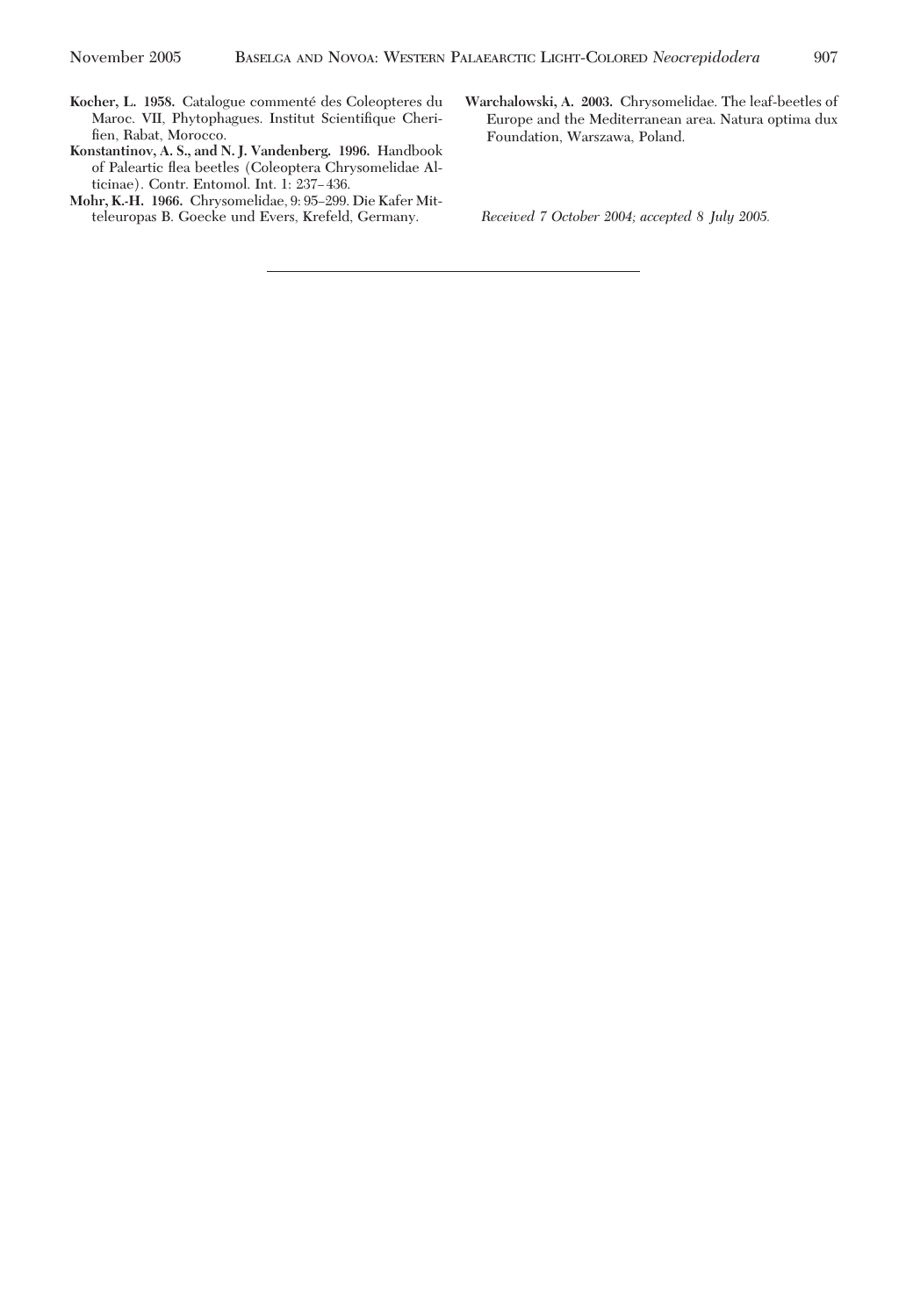**Kocher, L. 1958.** Catalogue commenté des Coleopteres du Maroc. VII, Phytophagues. Institut Scientifique Cherifien, Rabat, Morocco.

**Konstantinov, A. S., and N. J. Vandenberg. 1996.** Handbook of Paleartic flea beetles (Coleoptera Chrysomelidae Alticinae). Contr. Entomol. Int. 1: 237–436.

**Mohr, K.-H. 1966.** Chrysomelidae, 9: 95–299. Die Kafer Mitteleuropas B. Goecke und Evers, Krefeld, Germany.

**Warchalowski, A. 2003.** Chrysomelidae. The leaf-beetles of Europe and the Mediterranean area. Natura optima dux Foundation, Warszawa, Poland.

*Received 7 October 2004; accepted 8 July 2005.*